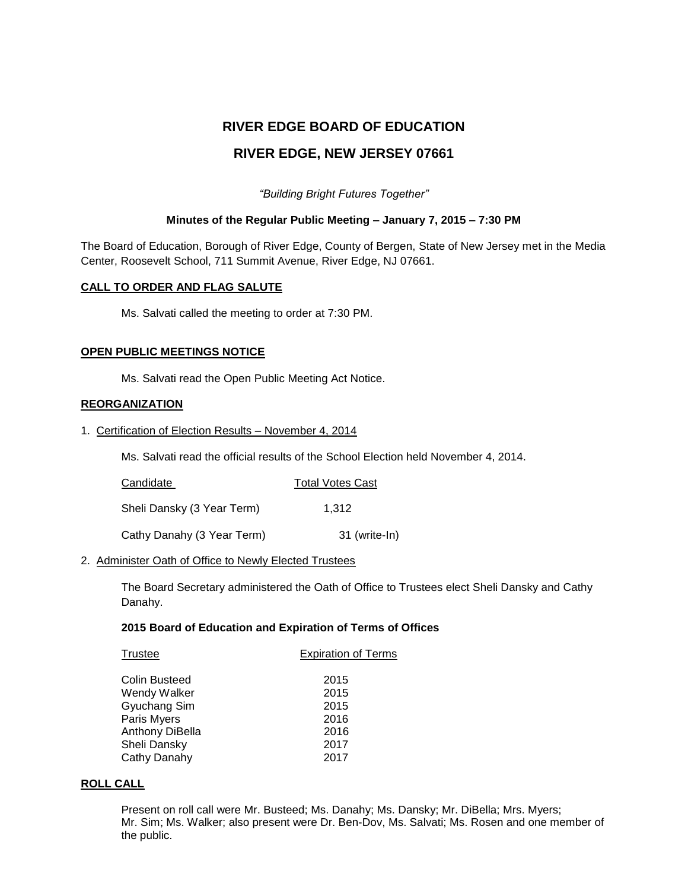# RIVER EDGE BOARD OF EDUCATION

## RIVER EDGE, NEW JERSEY 07661

*"Building Bright Futures Together"*

**Minutes of the Regular Public Meeting – January 7, 2015 – 7:30 PM**

The Board of Education, Borough of River Edge, County of Bergen, State of New Jersey met in the Media Center, Roosevelt School, 711 Summit Avenue, River Edge, NJ 07661.

**CALL TO ORDER AND FLAG SALUTE**

Ms. Salvati called the meeting to order at 7:30 PM.

**OPEN PUBLIC MEETINGS NOTICE**

Ms. Salvati read the Open Public Meeting Act Notice.

**REORGANIZATION**

1. Certification of Election Results – November 4, 2014

Ms. Salvati read the official results of the School Election held November 4, 2014.

| Candidate | Total Votes Cast |
|---|---|
| Sheli Dansky (3 Year Term) | 1,312 |
| Cathy Danahy (3 Year Term) | 31 (write-In) |

2. Administer Oath of Office to Newly Elected Trustees

The Board Secretary administered the Oath of Office to Trustees elect Sheli Dansky and Cathy Danahy.

**2015 Board of Education and Expiration of Terms of Offices**

| Trustee | Expiration of Terms |
|---|---|
| Colin Busteed | 2015 |
| Wendy Walker | 2015 |
| Gyuchang Sim | 2015 |
| Paris Myers | 2016 |
| Anthony DiBella | 2016 |
| Sheli Dansky | 2017 |
| Cathy Danahy | 2017 |

**ROLL CALL**

Present on roll call were Mr. Busteed; Ms. Danahy; Ms. Dansky; Mr. DiBella; Mrs. Myers; Mr. Sim; Ms. Walker; also present were Dr. Ben-Dov, Ms. Salvati; Ms. Rosen and one member of the public.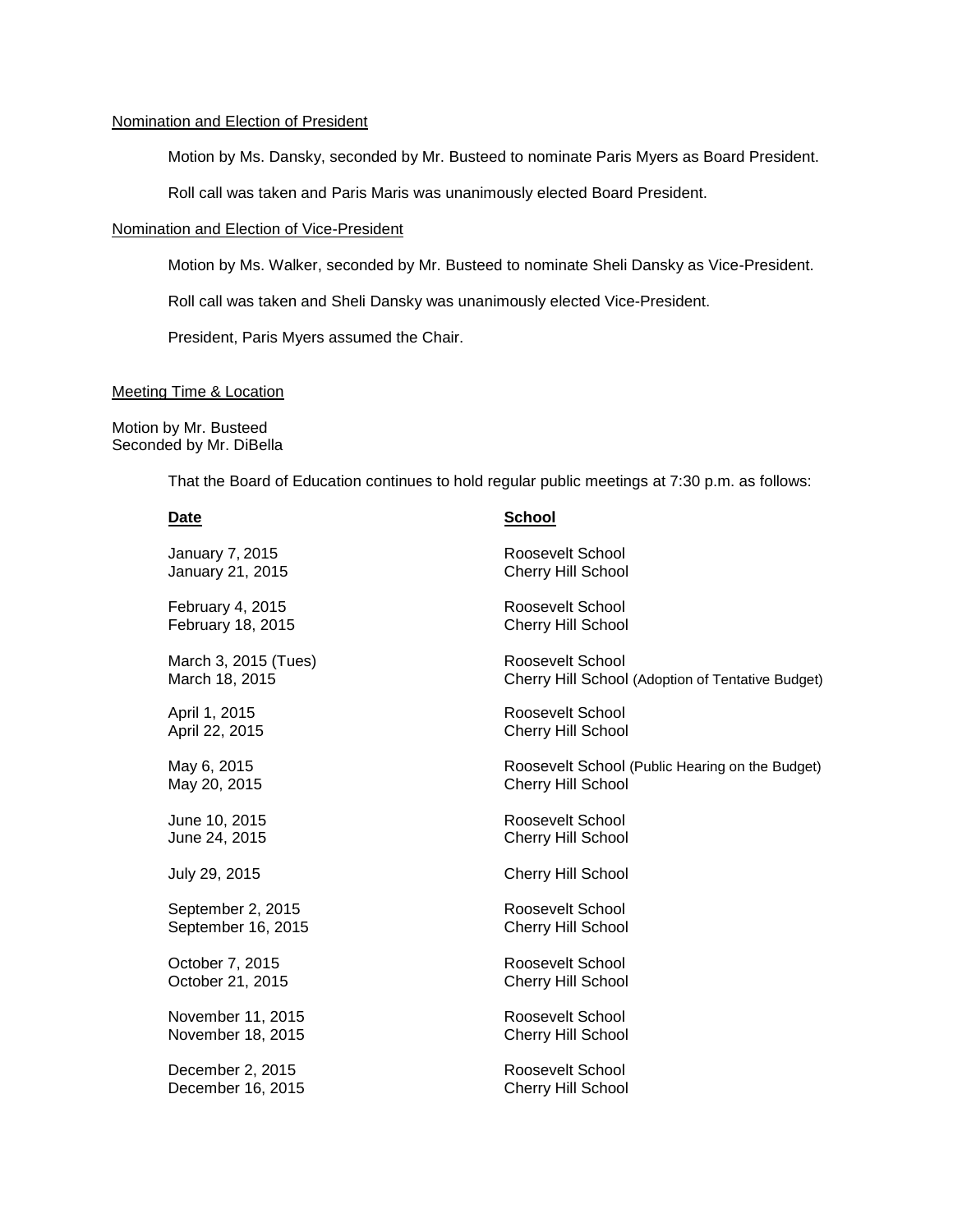Nomination and Election of President

Motion by Ms. Dansky, seconded by Mr. Busteed to nominate Paris Myers as Board President.

Roll call was taken and Paris Maris was unanimously elected Board President.

Nomination and Election of Vice-President

Motion by Ms. Walker, seconded by Mr. Busteed to nominate Sheli Dansky as Vice-President.

Roll call was taken and Sheli Dansky was unanimously elected Vice-President.

President, Paris Myers assumed the Chair.

Meeting Time & Location

Motion by Mr. Busteed
Seconded by Mr. DiBella

That the Board of Education continues to hold regular public meetings at 7:30 p.m. as follows:

| **Date** | **School** |
| --- | --- |
| January 7, 2015 | Roosevelt School |
| January 21, 2015 | Cherry Hill School |
| February 4, 2015 | Roosevelt School |
| February 18, 2015 | Cherry Hill School |
| March 3, 2015 (Tues) | Roosevelt School |
| March 18, 2015 | Cherry Hill School (Adoption of Tentative Budget) |
| April 1, 2015 | Roosevelt School |
| April 22, 2015 | Cherry Hill School |
| May 6, 2015 | Roosevelt School (Public Hearing on the Budget) |
| May 20, 2015 | Cherry Hill School |
| June 10, 2015 | Roosevelt School |
| June 24, 2015 | Cherry Hill School |
| July 29, 2015 | Cherry Hill School |
| September 2, 2015 | Roosevelt School |
| September 16, 2015 | Cherry Hill School |
| October 7, 2015 | Roosevelt School |
| October 21, 2015 | Cherry Hill School |
| November 11, 2015 | Roosevelt School |
| November 18, 2015 | Cherry Hill School |
| December 2, 2015 | Roosevelt School |
| December 16, 2015 | Cherry Hill School |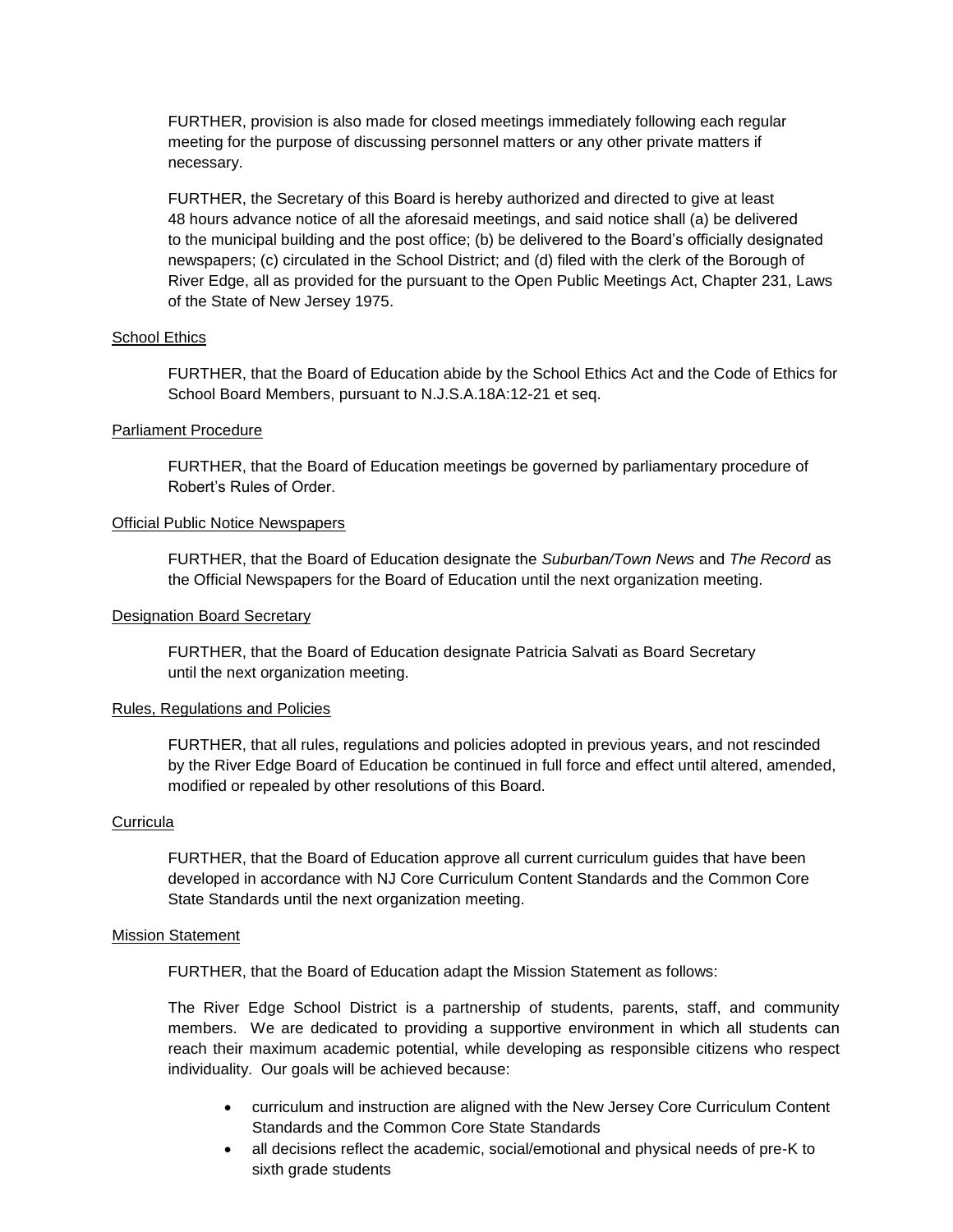FURTHER, provision is also made for closed meetings immediately following each regular meeting for the purpose of discussing personnel matters or any other private matters if necessary.

FURTHER, the Secretary of this Board is hereby authorized and directed to give at least 48 hours advance notice of all the aforesaid meetings, and said notice shall (a) be delivered to the municipal building and the post office; (b) be delivered to the Board's officially designated newspapers; (c) circulated in the School District; and (d) filed with the clerk of the Borough of River Edge, all as provided for the pursuant to the Open Public Meetings Act, Chapter 231, Laws of the State of New Jersey 1975.

<u>School Ethics</u>

FURTHER, that the Board of Education abide by the School Ethics Act and the Code of Ethics for School Board Members, pursuant to N.J.S.A.18A:12-21 et seq.

<u>Parliament Procedure</u>

FURTHER, that the Board of Education meetings be governed by parliamentary procedure of Robert's Rules of Order.

<u>Official Public Notice Newspapers</u>

FURTHER, that the Board of Education designate the *Suburban/Town News* and *The Record* as the Official Newspapers for the Board of Education until the next organization meeting.

<u>Designation Board Secretary</u>

FURTHER, that the Board of Education designate Patricia Salvati as Board Secretary until the next organization meeting.

<u>Rules, Regulations and Policies</u>

FURTHER, that all rules, regulations and policies adopted in previous years, and not rescinded by the River Edge Board of Education be continued in full force and effect until altered, amended, modified or repealed by other resolutions of this Board.

<u>Curricula</u>

FURTHER, that the Board of Education approve all current curriculum guides that have been developed in accordance with NJ Core Curriculum Content Standards and the Common Core State Standards until the next organization meeting.

<u>Mission Statement</u>

FURTHER, that the Board of Education adapt the Mission Statement as follows:

The River Edge School District is a partnership of students, parents, staff, and community members. We are dedicated to providing a supportive environment in which all students can reach their maximum academic potential, while developing as responsible citizens who respect individuality. Our goals will be achieved because:

- curriculum and instruction are aligned with the New Jersey Core Curriculum Content Standards and the Common Core State Standards
- all decisions reflect the academic, social/emotional and physical needs of pre-K to sixth grade students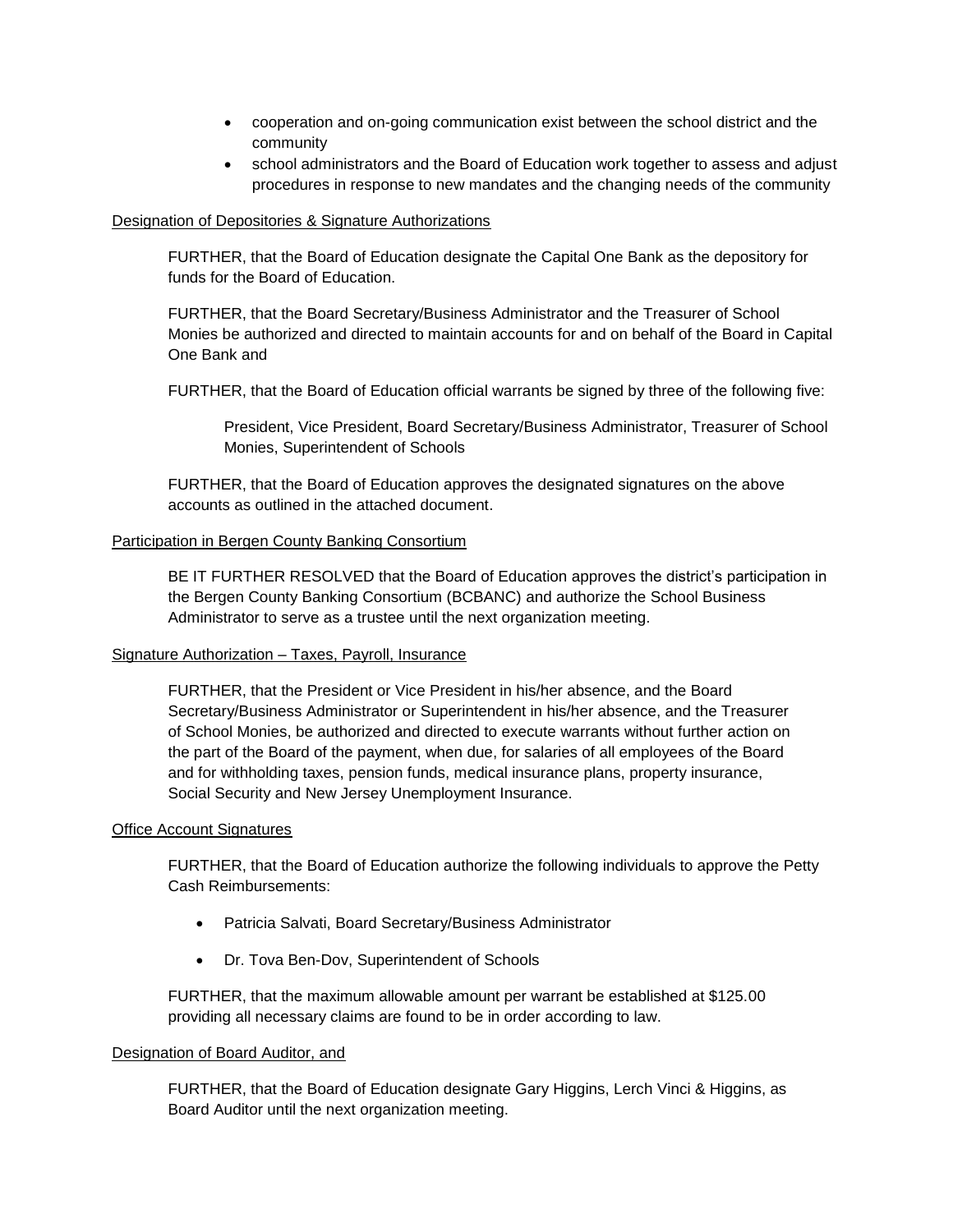- cooperation and on-going communication exist between the school district and the community
- school administrators and the Board of Education work together to assess and adjust procedures in response to new mandates and the changing needs of the community

<u>Designation of Depositories & Signature Authorizations</u>

FURTHER, that the Board of Education designate the Capital One Bank as the depository for funds for the Board of Education.

FURTHER, that the Board Secretary/Business Administrator and the Treasurer of School Monies be authorized and directed to maintain accounts for and on behalf of the Board in Capital One Bank and

FURTHER, that the Board of Education official warrants be signed by three of the following five:

President, Vice President, Board Secretary/Business Administrator, Treasurer of School Monies, Superintendent of Schools

FURTHER, that the Board of Education approves the designated signatures on the above accounts as outlined in the attached document.

<u>Participation in Bergen County Banking Consortium</u>

BE IT FURTHER RESOLVED that the Board of Education approves the district's participation in the Bergen County Banking Consortium (BCBANC) and authorize the School Business Administrator to serve as a trustee until the next organization meeting.

<u>Signature Authorization – Taxes, Payroll, Insurance</u>

FURTHER, that the President or Vice President in his/her absence, and the Board Secretary/Business Administrator or Superintendent in his/her absence, and the Treasurer of School Monies, be authorized and directed to execute warrants without further action on the part of the Board of the payment, when due, for salaries of all employees of the Board and for withholding taxes, pension funds, medical insurance plans, property insurance, Social Security and New Jersey Unemployment Insurance.

<u>Office Account Signatures</u>

FURTHER, that the Board of Education authorize the following individuals to approve the Petty Cash Reimbursements:

- Patricia Salvati, Board Secretary/Business Administrator
- Dr. Tova Ben-Dov, Superintendent of Schools

FURTHER, that the maximum allowable amount per warrant be established at $125.00 providing all necessary claims are found to be in order according to law.

<u>Designation of Board Auditor, and</u>

FURTHER, that the Board of Education designate Gary Higgins, Lerch Vinci & Higgins, as Board Auditor until the next organization meeting.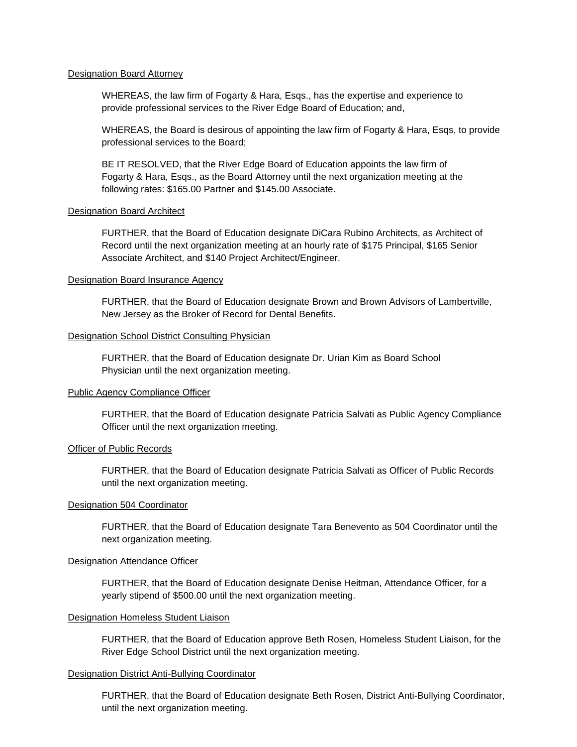Designation Board Attorney

WHEREAS, the law firm of Fogarty & Hara, Esqs., has the expertise and experience to provide professional services to the River Edge Board of Education; and,

WHEREAS, the Board is desirous of appointing the law firm of Fogarty & Hara, Esqs, to provide professional services to the Board;

BE IT RESOLVED, that the River Edge Board of Education appoints the law firm of Fogarty & Hara, Esqs., as the Board Attorney until the next organization meeting at the following rates: $165.00 Partner and $145.00 Associate.

Designation Board Architect

FURTHER, that the Board of Education designate DiCara Rubino Architects, as Architect of Record until the next organization meeting at an hourly rate of $175 Principal, $165 Senior Associate Architect, and $140 Project Architect/Engineer.

Designation Board Insurance Agency

FURTHER, that the Board of Education designate Brown and Brown Advisors of Lambertville, New Jersey as the Broker of Record for Dental Benefits.

Designation School District Consulting Physician

FURTHER, that the Board of Education designate Dr. Urian Kim as Board School Physician until the next organization meeting.

Public Agency Compliance Officer

FURTHER, that the Board of Education designate Patricia Salvati as Public Agency Compliance Officer until the next organization meeting.

Officer of Public Records

FURTHER, that the Board of Education designate Patricia Salvati as Officer of Public Records until the next organization meeting.

Designation 504 Coordinator

FURTHER, that the Board of Education designate Tara Benevento as 504 Coordinator until the next organization meeting.

Designation Attendance Officer

FURTHER, that the Board of Education designate Denise Heitman, Attendance Officer, for a yearly stipend of $500.00 until the next organization meeting.

Designation Homeless Student Liaison

FURTHER, that the Board of Education approve Beth Rosen, Homeless Student Liaison, for the River Edge School District until the next organization meeting.

Designation District Anti-Bullying Coordinator

FURTHER, that the Board of Education designate Beth Rosen, District Anti-Bullying Coordinator, until the next organization meeting.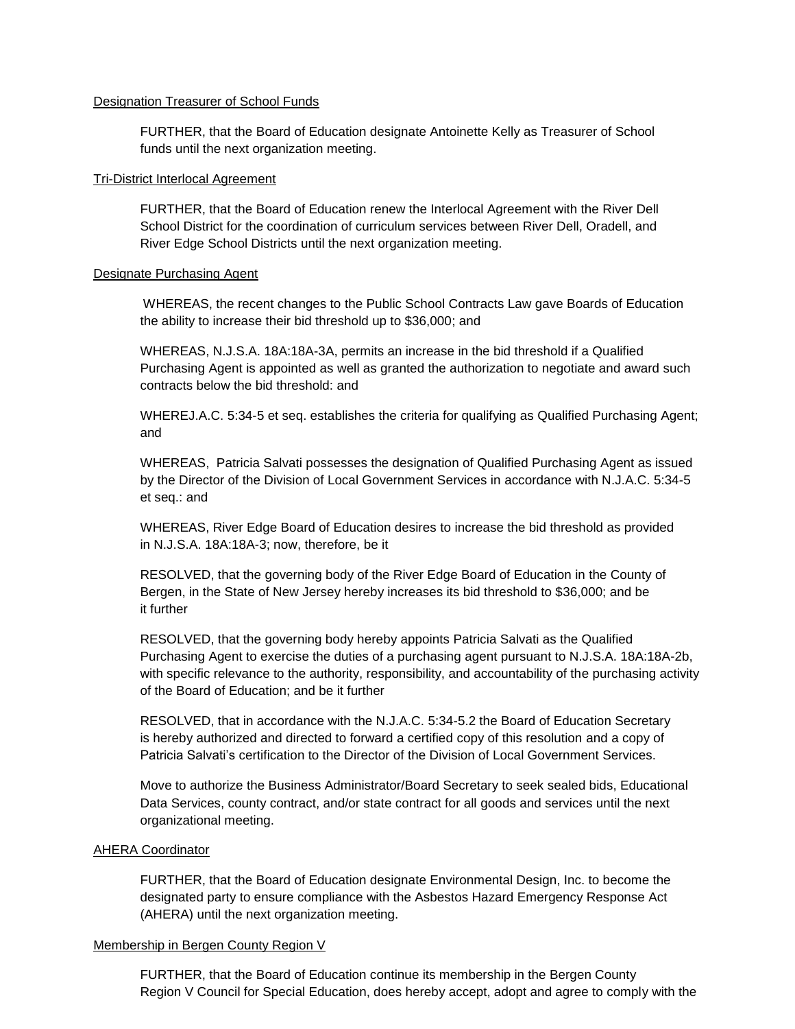<u>Designation Treasurer of School Funds</u>

FURTHER, that the Board of Education designate Antoinette Kelly as Treasurer of School funds until the next organization meeting.

<u>Tri-District Interlocal Agreement</u>

FURTHER, that the Board of Education renew the Interlocal Agreement with the River Dell School District for the coordination of curriculum services between River Dell, Oradell, and River Edge School Districts until the next organization meeting.

<u>Designate Purchasing Agent</u>

WHEREAS, the recent changes to the Public School Contracts Law gave Boards of Education the ability to increase their bid threshold up to $36,000; and

WHEREAS, N.J.S.A. 18A:18A-3A, permits an increase in the bid threshold if a Qualified Purchasing Agent is appointed as well as granted the authorization to negotiate and award such contracts below the bid threshold: and

WHEREJ.A.C. 5:34-5 et seq. establishes the criteria for qualifying as Qualified Purchasing Agent; and

WHEREAS, Patricia Salvati possesses the designation of Qualified Purchasing Agent as issued by the Director of the Division of Local Government Services in accordance with N.J.A.C. 5:34-5 et seq.: and

WHEREAS, River Edge Board of Education desires to increase the bid threshold as provided in N.J.S.A. 18A:18A-3; now, therefore, be it

RESOLVED, that the governing body of the River Edge Board of Education in the County of Bergen, in the State of New Jersey hereby increases its bid threshold to $36,000; and be it further

RESOLVED, that the governing body hereby appoints Patricia Salvati as the Qualified Purchasing Agent to exercise the duties of a purchasing agent pursuant to N.J.S.A. 18A:18A-2b, with specific relevance to the authority, responsibility, and accountability of the purchasing activity of the Board of Education; and be it further

RESOLVED, that in accordance with the N.J.A.C. 5:34-5.2 the Board of Education Secretary is hereby authorized and directed to forward a certified copy of this resolution and a copy of Patricia Salvati's certification to the Director of the Division of Local Government Services.

Move to authorize the Business Administrator/Board Secretary to seek sealed bids, Educational Data Services, county contract, and/or state contract for all goods and services until the next organizational meeting.

<u>AHERA Coordinator</u>

FURTHER, that the Board of Education designate Environmental Design, Inc. to become the designated party to ensure compliance with the Asbestos Hazard Emergency Response Act (AHERA) until the next organization meeting.

<u>Membership in Bergen County Region V</u>

FURTHER, that the Board of Education continue its membership in the Bergen County Region V Council for Special Education, does hereby accept, adopt and agree to comply with the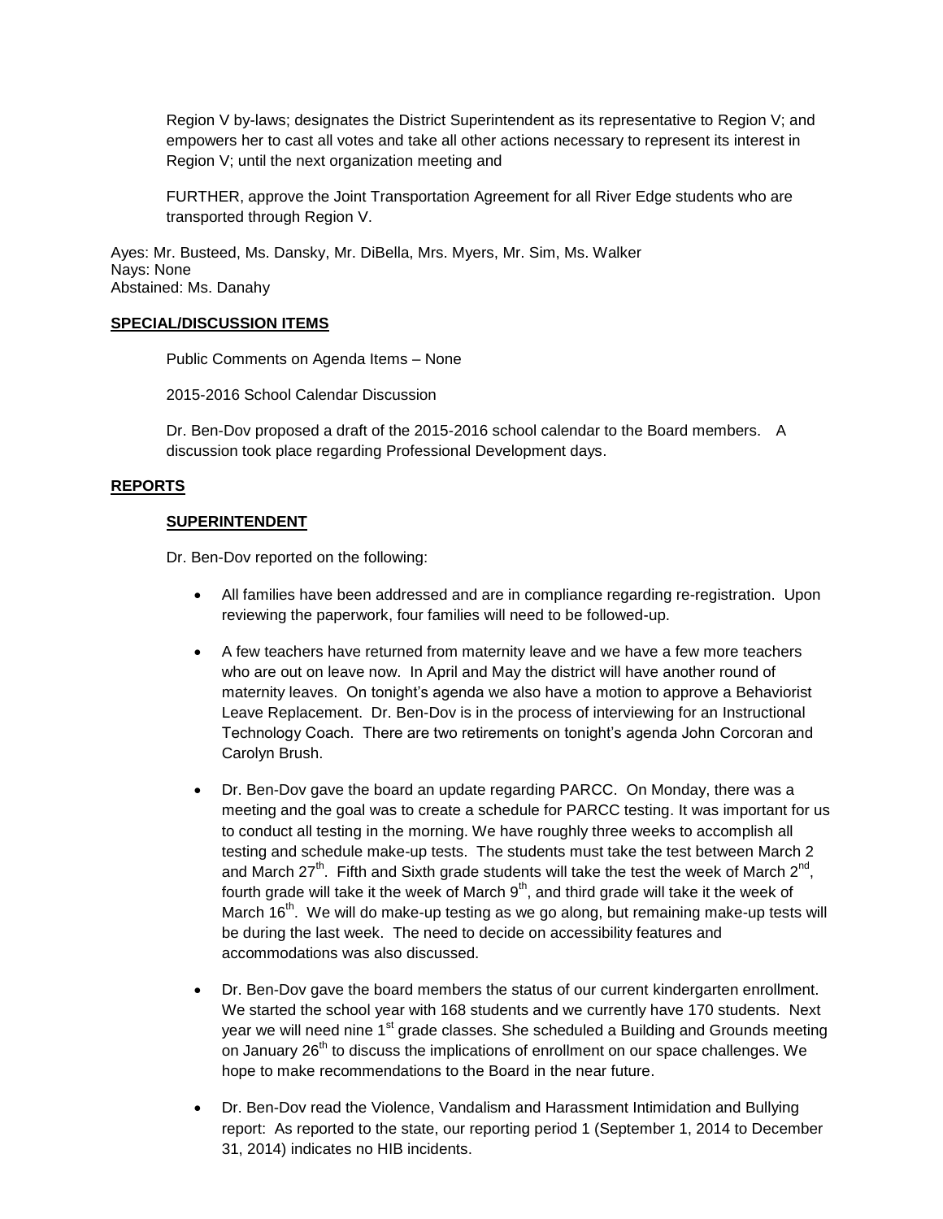Region V by-laws; designates the District Superintendent as its representative to Region V; and empowers her to cast all votes and take all other actions necessary to represent its interest in Region V; until the next organization meeting and

FURTHER, approve the Joint Transportation Agreement for all River Edge students who are transported through Region V.

Ayes: Mr. Busteed, Ms. Dansky, Mr. DiBella, Mrs. Myers, Mr. Sim, Ms. Walker
Nays: None
Abstained: Ms. Danahy

**SPECIAL/DISCUSSION ITEMS**

Public Comments on Agenda Items – None

2015-2016 School Calendar Discussion

Dr. Ben-Dov proposed a draft of the 2015-2016 school calendar to the Board members. A discussion took place regarding Professional Development days.

**REPORTS**

**SUPERINTENDENT**

Dr. Ben-Dov reported on the following:

- All families have been addressed and are in compliance regarding re-registration. Upon reviewing the paperwork, four families will need to be followed-up.

- A few teachers have returned from maternity leave and we have a few more teachers who are out on leave now. In April and May the district will have another round of maternity leaves. On tonight's agenda we also have a motion to approve a Behaviorist Leave Replacement. Dr. Ben-Dov is in the process of interviewing for an Instructional Technology Coach. There are two retirements on tonight's agenda John Corcoran and Carolyn Brush.

- Dr. Ben-Dov gave the board an update regarding PARCC. On Monday, there was a meeting and the goal was to create a schedule for PARCC testing. It was important for us to conduct all testing in the morning. We have roughly three weeks to accomplish all testing and schedule make-up tests. The students must take the test between March 2 and March 27th. Fifth and Sixth grade students will take the test the week of March 2nd, fourth grade will take it the week of March 9th, and third grade will take it the week of March 16th. We will do make-up testing as we go along, but remaining make-up tests will be during the last week. The need to decide on accessibility features and accommodations was also discussed.

- Dr. Ben-Dov gave the board members the status of our current kindergarten enrollment. We started the school year with 168 students and we currently have 170 students. Next year we will need nine 1st grade classes. She scheduled a Building and Grounds meeting on January 26th to discuss the implications of enrollment on our space challenges. We hope to make recommendations to the Board in the near future.

- Dr. Ben-Dov read the Violence, Vandalism and Harassment Intimidation and Bullying report: As reported to the state, our reporting period 1 (September 1, 2014 to December 31, 2014) indicates no HIB incidents.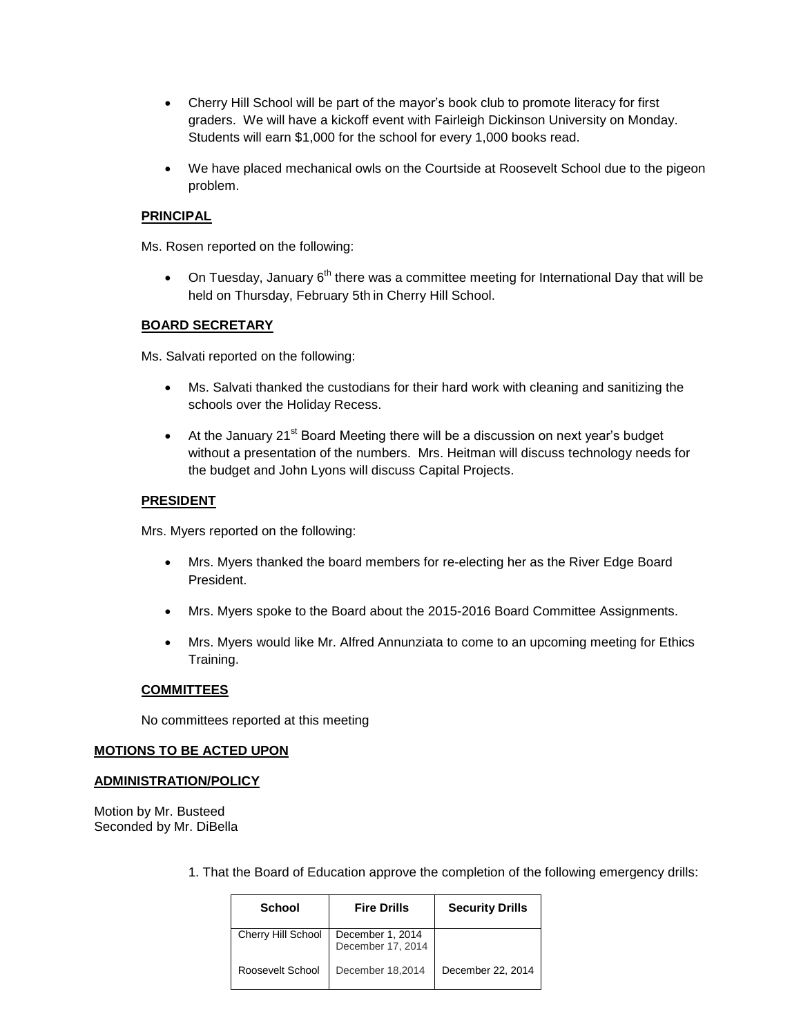- Cherry Hill School will be part of the mayor's book club to promote literacy for first graders. We will have a kickoff event with Fairleigh Dickinson University on Monday. Students will earn $1,000 for the school for every 1,000 books read.

- We have placed mechanical owls on the Courtside at Roosevelt School due to the pigeon problem.

**PRINCIPAL**

Ms. Rosen reported on the following:

- On Tuesday, January 6th there was a committee meeting for International Day that will be held on Thursday, February 5th in Cherry Hill School.

**BOARD SECRETARY**

Ms. Salvati reported on the following:

- Ms. Salvati thanked the custodians for their hard work with cleaning and sanitizing the schools over the Holiday Recess.

- At the January 21st Board Meeting there will be a discussion on next year's budget without a presentation of the numbers. Mrs. Heitman will discuss technology needs for the budget and John Lyons will discuss Capital Projects.

**PRESIDENT**

Mrs. Myers reported on the following:

- Mrs. Myers thanked the board members for re-electing her as the River Edge Board President.

- Mrs. Myers spoke to the Board about the 2015-2016 Board Committee Assignments.

- Mrs. Myers would like Mr. Alfred Annunziata to come to an upcoming meeting for Ethics Training.

**COMMITTEES**

No committees reported at this meeting

**MOTIONS TO BE ACTED UPON**

**ADMINISTRATION/POLICY**

Motion by Mr. Busteed
Seconded by Mr. DiBella

1. That the Board of Education approve the completion of the following emergency drills:

| School | Fire Drills | Security Drills |
|---|---|---|
| Cherry Hill School | December 1, 2014<br>December 17, 2014 | |
| Roosevelt School | December 18,2014 | December 22, 2014 |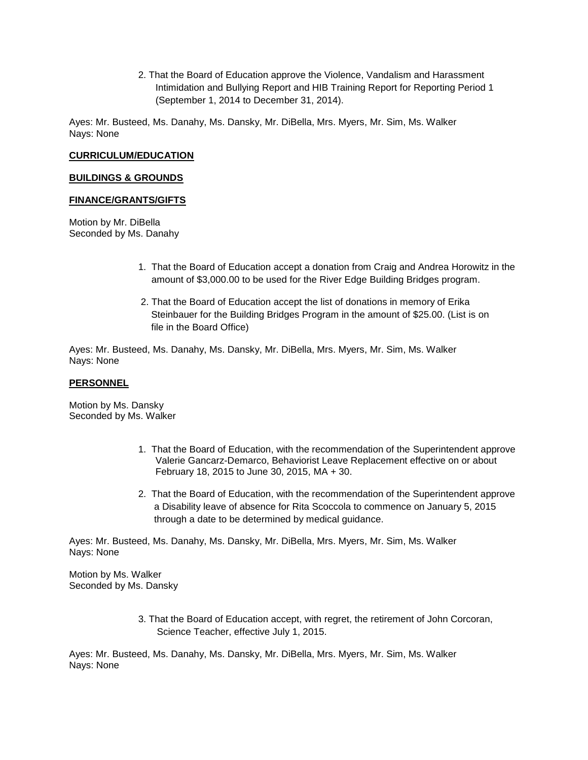2. That the Board of Education approve the Violence, Vandalism and Harassment Intimidation and Bullying Report and HIB Training Report for Reporting Period 1 (September 1, 2014 to December 31, 2014).

Ayes: Mr. Busteed, Ms. Danahy, Ms. Dansky, Mr. DiBella, Mrs. Myers, Mr. Sim, Ms. Walker
Nays: None

**CURRICULUM/EDUCATION**

**BUILDINGS & GROUNDS**

**FINANCE/GRANTS/GIFTS**

Motion by Mr. DiBella
Seconded by Ms. Danahy

1. That the Board of Education accept a donation from Craig and Andrea Horowitz in the amount of $3,000.00 to be used for the River Edge Building Bridges program.
2. That the Board of Education accept the list of donations in memory of Erika Steinbauer for the Building Bridges Program in the amount of $25.00. (List is on file in the Board Office)

Ayes: Mr. Busteed, Ms. Danahy, Ms. Dansky, Mr. DiBella, Mrs. Myers, Mr. Sim, Ms. Walker
Nays: None

**PERSONNEL**

Motion by Ms. Dansky
Seconded by Ms. Walker

1. That the Board of Education, with the recommendation of the Superintendent approve Valerie Gancarz-Demarco, Behaviorist Leave Replacement effective on or about February 18, 2015 to June 30, 2015, MA + 30.
2. That the Board of Education, with the recommendation of the Superintendent approve a Disability leave of absence for Rita Scoccola to commence on January 5, 2015 through a date to be determined by medical guidance.

Ayes: Mr. Busteed, Ms. Danahy, Ms. Dansky, Mr. DiBella, Mrs. Myers, Mr. Sim, Ms. Walker
Nays: None

Motion by Ms. Walker
Seconded by Ms. Dansky

3. That the Board of Education accept, with regret, the retirement of John Corcoran, Science Teacher, effective July 1, 2015.

Ayes: Mr. Busteed, Ms. Danahy, Ms. Dansky, Mr. DiBella, Mrs. Myers, Mr. Sim, Ms. Walker
Nays: None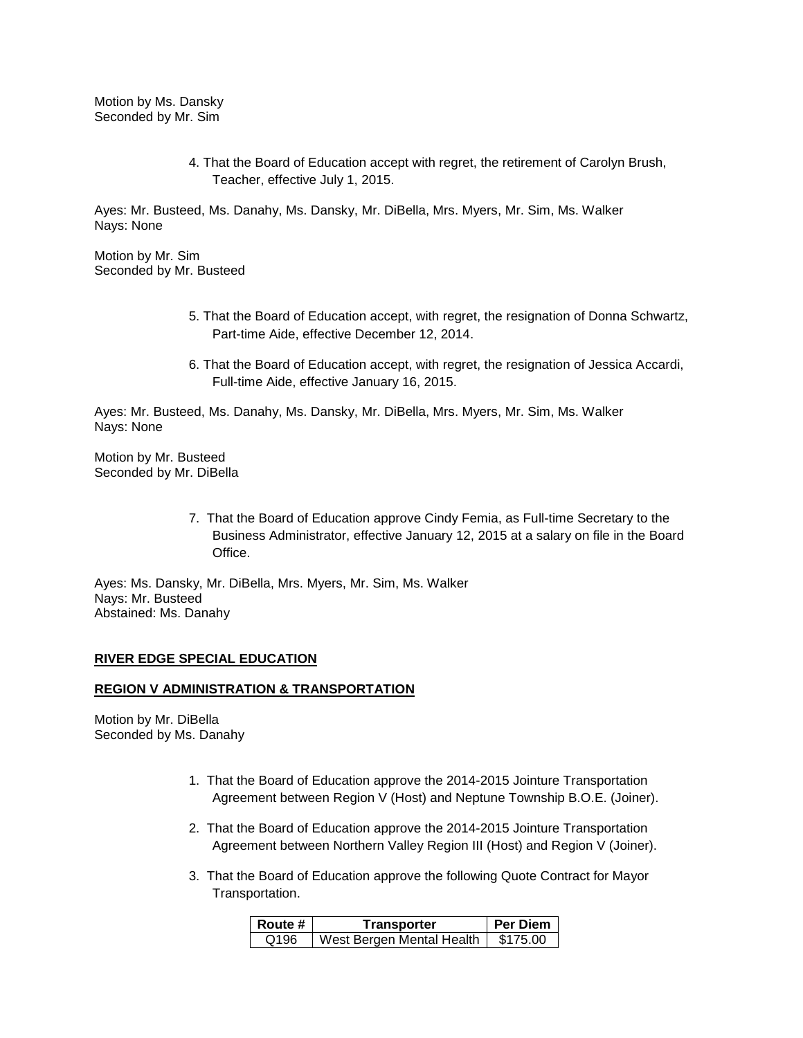Motion by Ms. Dansky
Seconded by Mr. Sim

4. That the Board of Education accept with regret, the retirement of Carolyn Brush, Teacher, effective July 1, 2015.

Ayes: Mr. Busteed, Ms. Danahy, Ms. Dansky, Mr. DiBella, Mrs. Myers, Mr. Sim, Ms. Walker
Nays: None

Motion by Mr. Sim
Seconded by Mr. Busteed

5. That the Board of Education accept, with regret, the resignation of Donna Schwartz, Part-time Aide, effective December 12, 2014.

6. That the Board of Education accept, with regret, the resignation of Jessica Accardi, Full-time Aide, effective January 16, 2015.

Ayes: Mr. Busteed, Ms. Danahy, Ms. Dansky, Mr. DiBella, Mrs. Myers, Mr. Sim, Ms. Walker
Nays: None

Motion by Mr. Busteed
Seconded by Mr. DiBella

7. That the Board of Education approve Cindy Femia, as Full-time Secretary to the Business Administrator, effective January 12, 2015 at a salary on file in the Board Office.

Ayes: Ms. Dansky, Mr. DiBella, Mrs. Myers, Mr. Sim, Ms. Walker
Nays: Mr. Busteed
Abstained: Ms. Danahy

**RIVER EDGE SPECIAL EDUCATION**

**REGION V ADMINISTRATION & TRANSPORTATION**

Motion by Mr. DiBella
Seconded by Ms. Danahy

1. That the Board of Education approve the 2014-2015 Jointure Transportation Agreement between Region V (Host) and Neptune Township B.O.E. (Joiner).

2. That the Board of Education approve the 2014-2015 Jointure Transportation Agreement between Northern Valley Region III (Host) and Region V (Joiner).

3. That the Board of Education approve the following Quote Contract for Mayor Transportation.

| Route # | Transporter | Per Diem |
|---|---|---|
| Q196 | West Bergen Mental Health | $175.00 |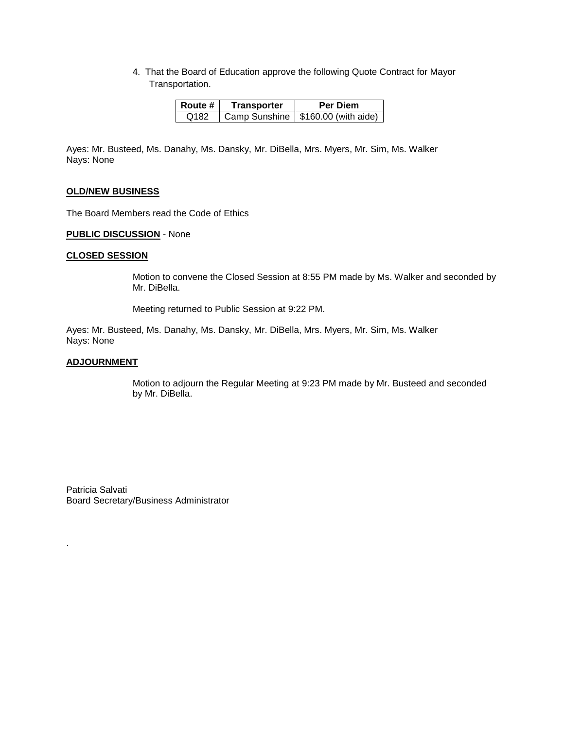4. That the Board of Education approve the following Quote Contract for Mayor Transportation.

| Route # | Transporter | Per Diem |
|---|---|---|
| Q182 | Camp Sunshine | $160.00 (with aide) |

Ayes: Mr. Busteed, Ms. Danahy, Ms. Dansky, Mr. DiBella, Mrs. Myers, Mr. Sim, Ms. Walker
Nays: None

**OLD/NEW BUSINESS**

The Board Members read the Code of Ethics

**PUBLIC DISCUSSION** - None

**CLOSED SESSION**

Motion to convene the Closed Session at 8:55 PM made by Ms. Walker and seconded by Mr. DiBella.

Meeting returned to Public Session at 9:22 PM.

Ayes: Mr. Busteed, Ms. Danahy, Ms. Dansky, Mr. DiBella, Mrs. Myers, Mr. Sim, Ms. Walker
Nays: None

**ADJOURNMENT**

Motion to adjourn the Regular Meeting at 9:23 PM made by Mr. Busteed and seconded by Mr. DiBella.

Patricia Salvati
Board Secretary/Business Administrator

.